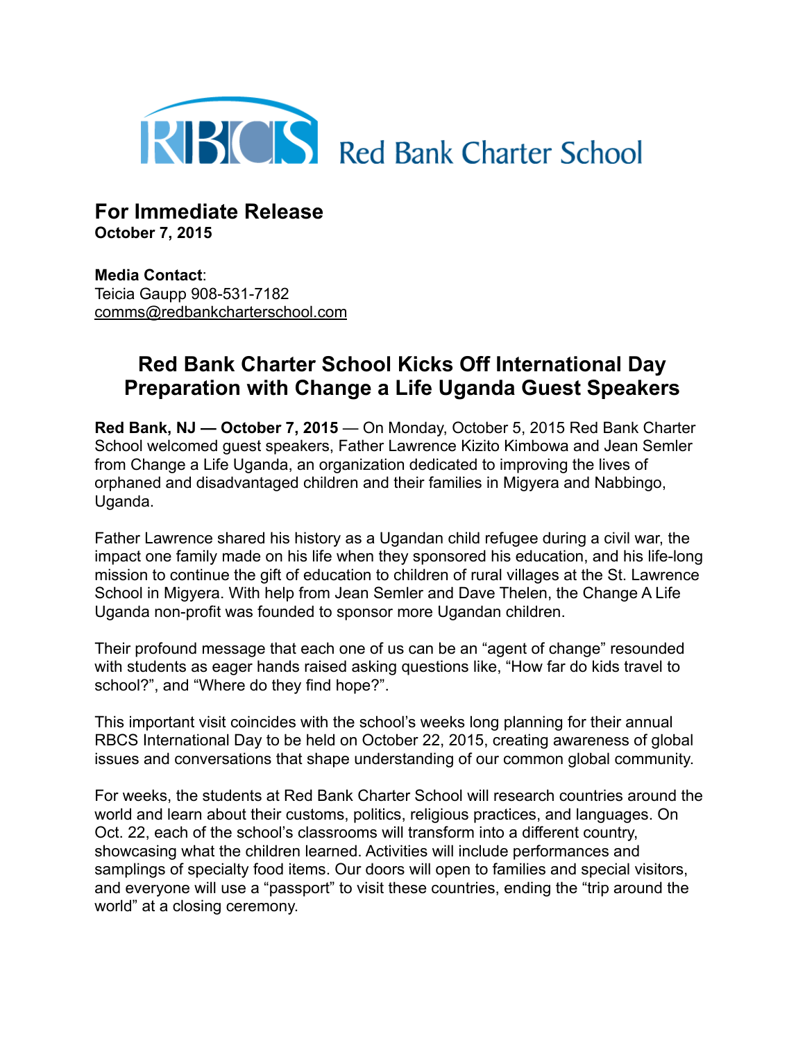RBCS Red Bank Charter School

## For Immediate Release
**October 7, 2015**

**Media Contact**:
Teicia Gaupp 908-531-7182
comms@redbankcharterschool.com

# Red Bank Charter School Kicks Off International Day Preparation with Change a Life Uganda Guest Speakers

**Red Bank, NJ — October 7, 2015** — On Monday, October 5, 2015 Red Bank Charter School welcomed guest speakers, Father Lawrence Kizito Kimbowa and Jean Semler from Change a Life Uganda, an organization dedicated to improving the lives of orphaned and disadvantaged children and their families in Migyera and Nabbingo, Uganda.

Father Lawrence shared his history as a Ugandan child refugee during a civil war, the impact one family made on his life when they sponsored his education, and his life-long mission to continue the gift of education to children of rural villages at the St. Lawrence School in Migyera. With help from Jean Semler and Dave Thelen, the Change A Life Uganda non-profit was founded to sponsor more Ugandan children.

Their profound message that each one of us can be an "agent of change" resounded with students as eager hands raised asking questions like, "How far do kids travel to school?", and "Where do they find hope?".

This important visit coincides with the school's weeks long planning for their annual RBCS International Day to be held on October 22, 2015, creating awareness of global issues and conversations that shape understanding of our common global community.

For weeks, the students at Red Bank Charter School will research countries around the world and learn about their customs, politics, religious practices, and languages. On Oct. 22, each of the school's classrooms will transform into a different country, showcasing what the children learned. Activities will include performances and samplings of specialty food items. Our doors will open to families and special visitors, and everyone will use a "passport" to visit these countries, ending the "trip around the world" at a closing ceremony.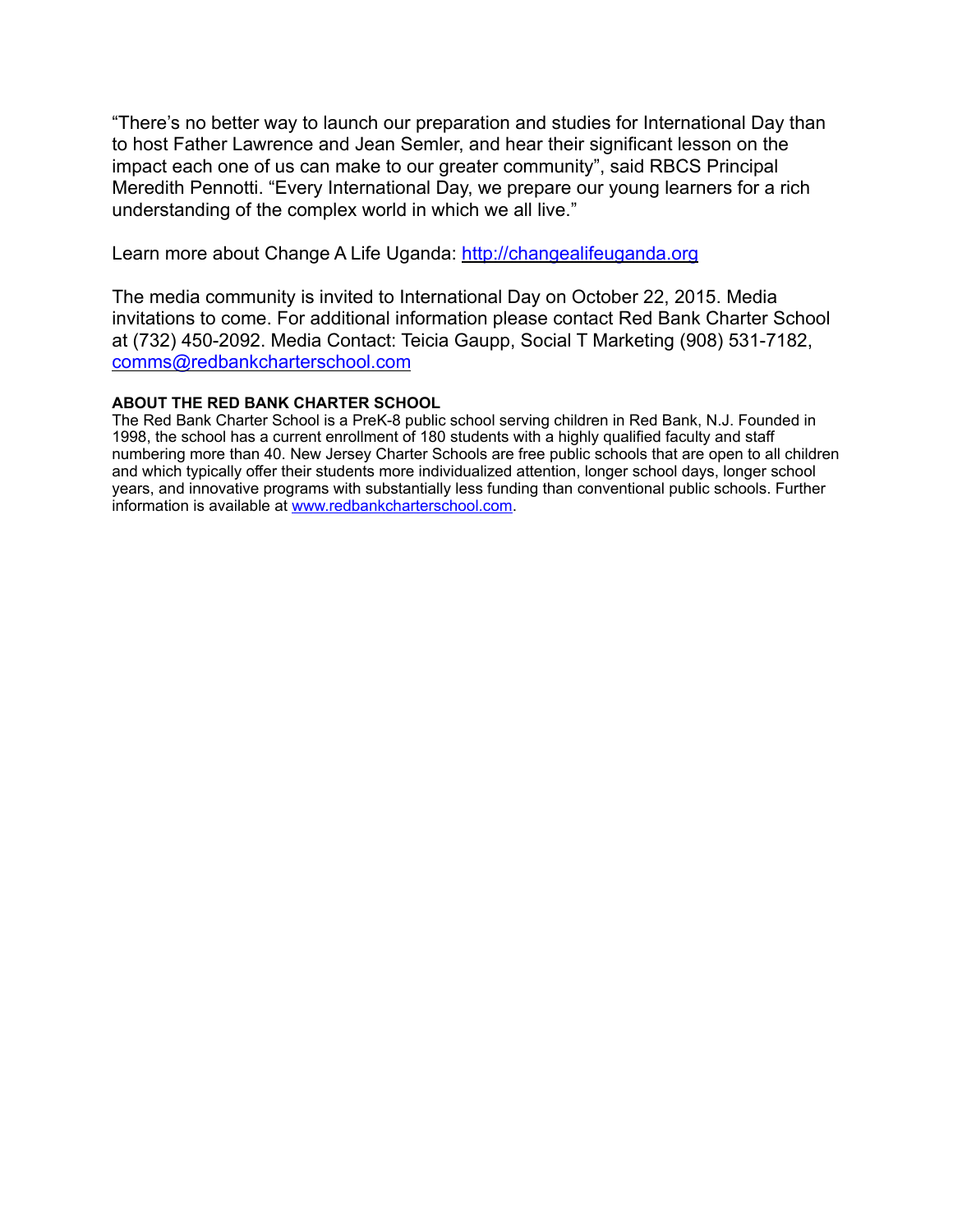“There’s no better way to launch our preparation and studies for International Day than to host Father Lawrence and Jean Semler, and hear their significant lesson on the impact each one of us can make to our greater community”, said RBCS Principal Meredith Pennotti. “Every International Day, we prepare our young learners for a rich understanding of the complex world in which we all live.”

Learn more about Change A Life Uganda: [http://changealifeuganda.org](http://changealifeuganda.org)

The media community is invited to International Day on October 22, 2015. Media invitations to come. For additional information please contact Red Bank Charter School at (732) 450-2092. Media Contact: Teicia Gaupp, Social T Marketing (908) 531-7182, [comms@redbankcharterschool.com](mailto:comms@redbankcharterschool.com)

**ABOUT THE RED BANK CHARTER SCHOOL**

The Red Bank Charter School is a PreK-8 public school serving children in Red Bank, N.J. Founded in 1998, the school has a current enrollment of 180 students with a highly qualified faculty and staff numbering more than 40. New Jersey Charter Schools are free public schools that are open to all children and which typically offer their students more individualized attention, longer school days, longer school years, and innovative programs with substantially less funding than conventional public schools. Further information is available at [www.redbankcharterschool.com](http://www.redbankcharterschool.com).